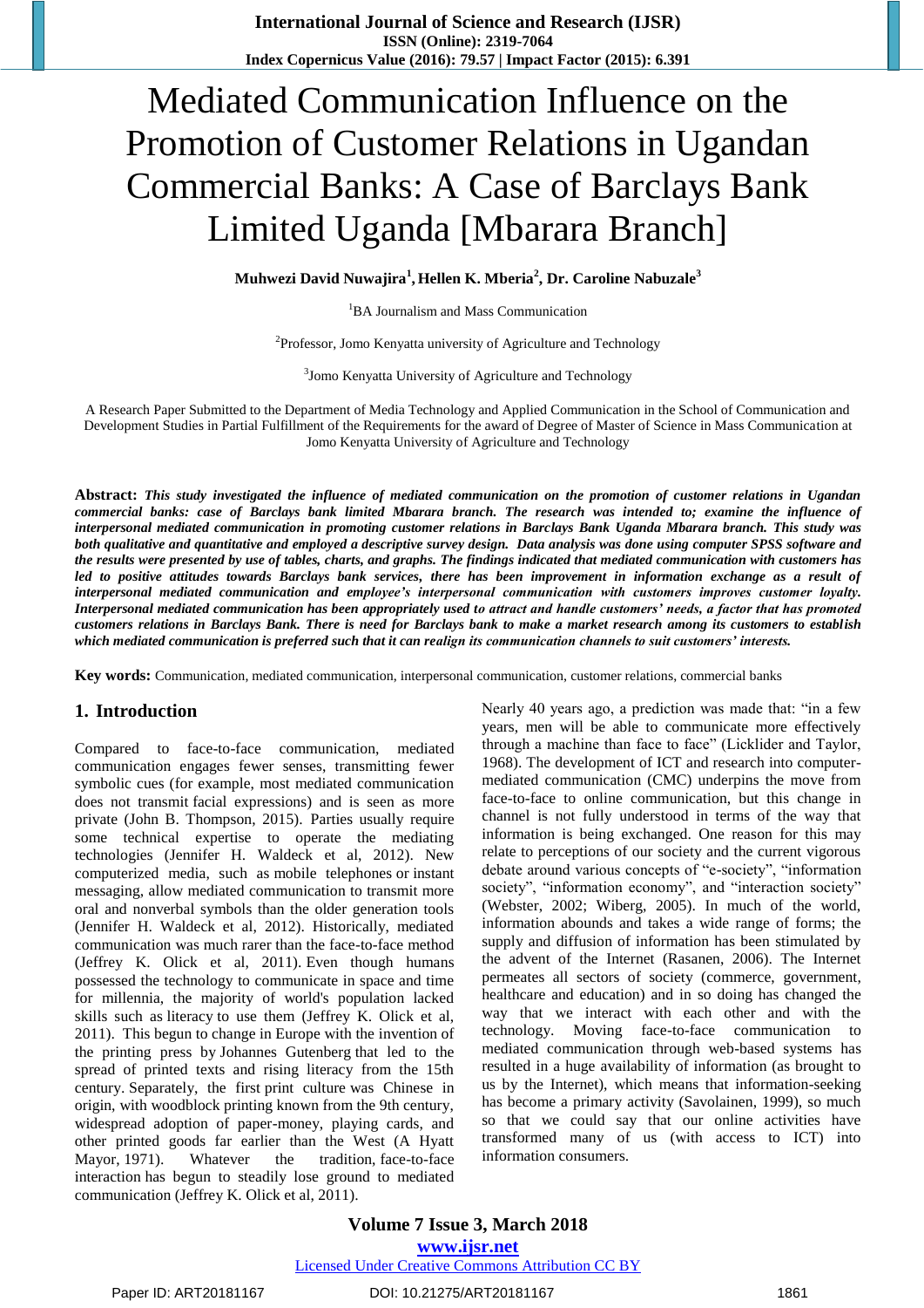# Mediated Communication Influence on the Promotion of Customer Relations in Ugandan Commercial Banks: A Case of Barclays Bank Limited Uganda [Mbarara Branch]

**Muhwezi David Nuwajira[1], Hellen K. Mberia[2], Dr. Caroline Nabuzale[3]**

[1]BA Journalism and Mass Communication

[2]Professor, Jomo Kenyatta university of Agriculture and Technology

[3]Jomo Kenyatta University of Agriculture and Technology

A Research Paper Submitted to the Department of Media Technology and Applied Communication in the School of Communication and Development Studies in Partial Fulfillment of the Requirements for the award of Degree of Master of Science in Mass Communication at Jomo Kenyatta University of Agriculture and Technology

**Abstract:** ***This study investigated the influence of mediated communication on the promotion of customer relations in Ugandan commercial banks: case of Barclays bank limited Mbarara branch. The research was intended to; examine the influence of interpersonal mediated communication in promoting customer relations in Barclays Bank Uganda Mbarara branch. This study was both qualitative and quantitative and employed a descriptive survey design. Data analysis was done using computer SPSS software and the results were presented by use of tables, charts, and graphs. The findings indicated that mediated communication with customers has led to positive attitudes towards Barclays bank services, there has been improvement in information exchange as a result of interpersonal mediated communication and employee's interpersonal communication with customers improves customer loyalty. Interpersonal mediated communication has been appropriately used to attract and handle customers' needs, a factor that has promoted customers relations in Barclays Bank. There is need for Barclays bank to make a market research among its customers to establish which mediated communication is preferred such that it can realign its communication channels to suit customers' interests.***

**Key words:** Communication, mediated communication, interpersonal communication, customer relations, commercial banks

## 1. Introduction

Compared to face-to-face communication, mediated communication engages fewer senses, transmitting fewer symbolic cues (for example, most mediated communication does not transmit facial expressions) and is seen as more private (John B. Thompson, 2015). Parties usually require some technical expertise to operate the mediating technologies (Jennifer H. Waldeck et al, 2012). New computerized media, such as mobile telephones or instant messaging, allow mediated communication to transmit more oral and nonverbal symbols than the older generation tools (Jennifer H. Waldeck et al, 2012). Historically, mediated communication was much rarer than the face-to-face method (Jeffrey K. Olick et al, 2011). Even though humans possessed the technology to communicate in space and time for millennia, the majority of world's population lacked skills such as literacy to use them (Jeffrey K. Olick et al, 2011). This begun to change in Europe with the invention of the printing press by Johannes Gutenberg that led to the spread of printed texts and rising literacy from the 15th century. Separately, the first print culture was Chinese in origin, with woodblock printing known from the 9th century, widespread adoption of paper-money, playing cards, and other printed goods far earlier than the West (A Hyatt Mayor, 1971). Whatever the tradition, face-to-face interaction has begun to steadily lose ground to mediated communication (Jeffrey K. Olick et al, 2011).

Nearly 40 years ago, a prediction was made that: "in a few years, men will be able to communicate more effectively through a machine than face to face" (Licklider and Taylor, 1968). The development of ICT and research into computer-mediated communication (CMC) underpins the move from face-to-face to online communication, but this change in channel is not fully understood in terms of the way that information is being exchanged. One reason for this may relate to perceptions of our society and the current vigorous debate around various concepts of "e-society", "information society", "information economy", and "interaction society" (Webster, 2002; Wiberg, 2005). In much of the world, information abounds and takes a wide range of forms; the supply and diffusion of information has been stimulated by the advent of the Internet (Rasanen, 2006). The Internet permeates all sectors of society (commerce, government, healthcare and education) and in so doing has changed the way that we interact with each other and with the technology. Moving face-to-face communication to mediated communication through web-based systems has resulted in a huge availability of information (as brought to us by the Internet), which means that information-seeking has become a primary activity (Savolainen, 1999), so much so that we could say that our online activities have transformed many of us (with access to ICT) into information consumers.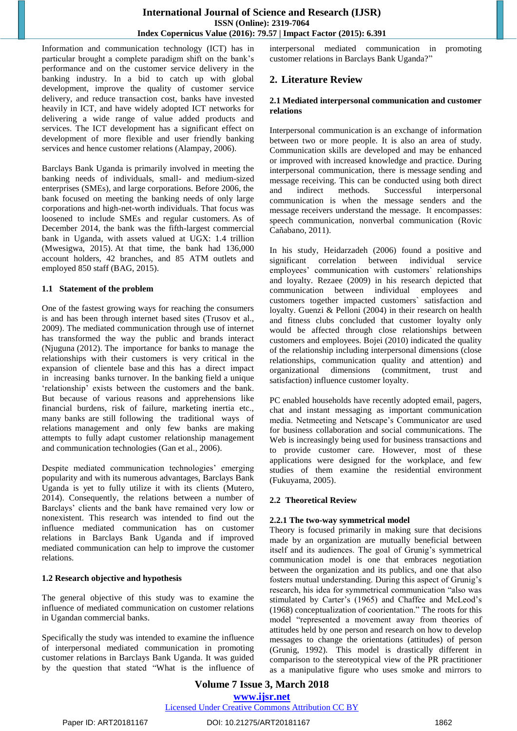Information and communication technology (ICT) has in particular brought a complete paradigm shift on the bank's performance and on the customer service delivery in the banking industry. In a bid to catch up with global development, improve the quality of customer service delivery, and reduce transaction cost, banks have invested heavily in ICT, and have widely adopted ICT networks for delivering a wide range of value added products and services. The ICT development has a significant effect on development of more flexible and user friendly banking services and hence customer relations (Alampay, 2006).

Barclays Bank Uganda is primarily involved in meeting the banking needs of individuals, small- and medium-sized enterprises (SMEs), and large corporations. Before 2006, the bank focused on meeting the banking needs of only large corporations and high-net-worth individuals. That focus was loosened to include SMEs and regular customers. As of December 2014, the bank was the fifth-largest commercial bank in Uganda, with assets valued at UGX: 1.4 trillion (Mwesigwa, 2015). At that time, the bank had 136,000 account holders, 42 branches, and 85 ATM outlets and employed 850 staff (BAG, 2015).

### 1.1 Statement of the problem

One of the fastest growing ways for reaching the consumers is and has been through internet based sites (Trusov et al., 2009). The mediated communication through use of internet has transformed the way the public and brands interact (Njuguna (2012). The importance for banks to manage the relationships with their customers is very critical in the expansion of clientele base and this has a direct impact in increasing banks turnover. In the banking field a unique 'relationship' exists between the customers and the bank. But because of various reasons and apprehensions like financial burdens, risk of failure, marketing inertia etc., many banks are still following the traditional ways of relations management and only few banks are making attempts to fully adapt customer relationship management and communication technologies (Gan et al., 2006).

Despite mediated communication technologies' emerging popularity and with its numerous advantages, Barclays Bank Uganda is yet to fully utilize it with its clients (Mutero, 2014). Consequently, the relations between a number of Barclays' clients and the bank have remained very low or nonexistent. This research was intended to find out the influence mediated communication has on customer relations in Barclays Bank Uganda and if improved mediated communication can help to improve the customer relations.

### 1.2 Research objective and hypothesis

The general objective of this study was to examine the influence of mediated communication on customer relations in Ugandan commercial banks.

Specifically the study was intended to examine the influence of interpersonal mediated communication in promoting customer relations in Barclays Bank Uganda. It was guided by the question that stated "What is the influence of interpersonal mediated communication in promoting customer relations in Barclays Bank Uganda?"

## 2. Literature Review

### 2.1 Mediated interpersonal communication and customer relations

Interpersonal communication is an exchange of information between two or more people. It is also an area of study. Communication skills are developed and may be enhanced or improved with increased knowledge and practice. During interpersonal communication, there is message sending and message receiving. This can be conducted using both direct and indirect methods. Successful interpersonal communication is when the message senders and the message receivers understand the message. It encompasses: speech communication, nonverbal communication (Rovic Cañabano, 2011).

In his study, Heidarzadeh (2006) found a positive and significant correlation between individual service employees' communication with customers` relationships and loyalty. Rezaee (2009) in his research depicted that communication between individual employees and customers together impacted customers` satisfaction and loyalty. Guenzi & Pelloni (2004) in their research on health and fitness clubs concluded that customer loyalty only would be affected through close relationships between customers and employees. Bojei (2010) indicated the quality of the relationship including interpersonal dimensions (close relationships, communication quality and attention) and organizational dimensions (commitment, trust and satisfaction) influence customer loyalty.

PC enabled households have recently adopted email, pagers, chat and instant messaging as important communication media. Netmeeting and Netscape's Communicator are used for business collaboration and social communications. The Web is increasingly being used for business transactions and to provide customer care. However, most of these applications were designed for the workplace, and few studies of them examine the residential environment (Fukuyama, 2005).

### 2.2 Theoretical Review

#### 2.2.1 The two-way symmetrical model

Theory is focused primarily in making sure that decisions made by an organization are mutually beneficial between itself and its audiences. The goal of Grunig's symmetrical communication model is one that embraces negotiation between the organization and its publics, and one that also fosters mutual understanding. During this aspect of Grunig's research, his idea for symmetrical communication "also was stimulated by Carter's (1965) and Chaffee and McLeod's (1968) conceptualization of coorientation." The roots for this model "represented a movement away from theories of attitudes held by one person and research on how to develop messages to change the orientations (attitudes) of person (Grunig, 1992). This model is drastically different in comparison to the stereotypical view of the PR practitioner as a manipulative figure who uses smoke and mirrors to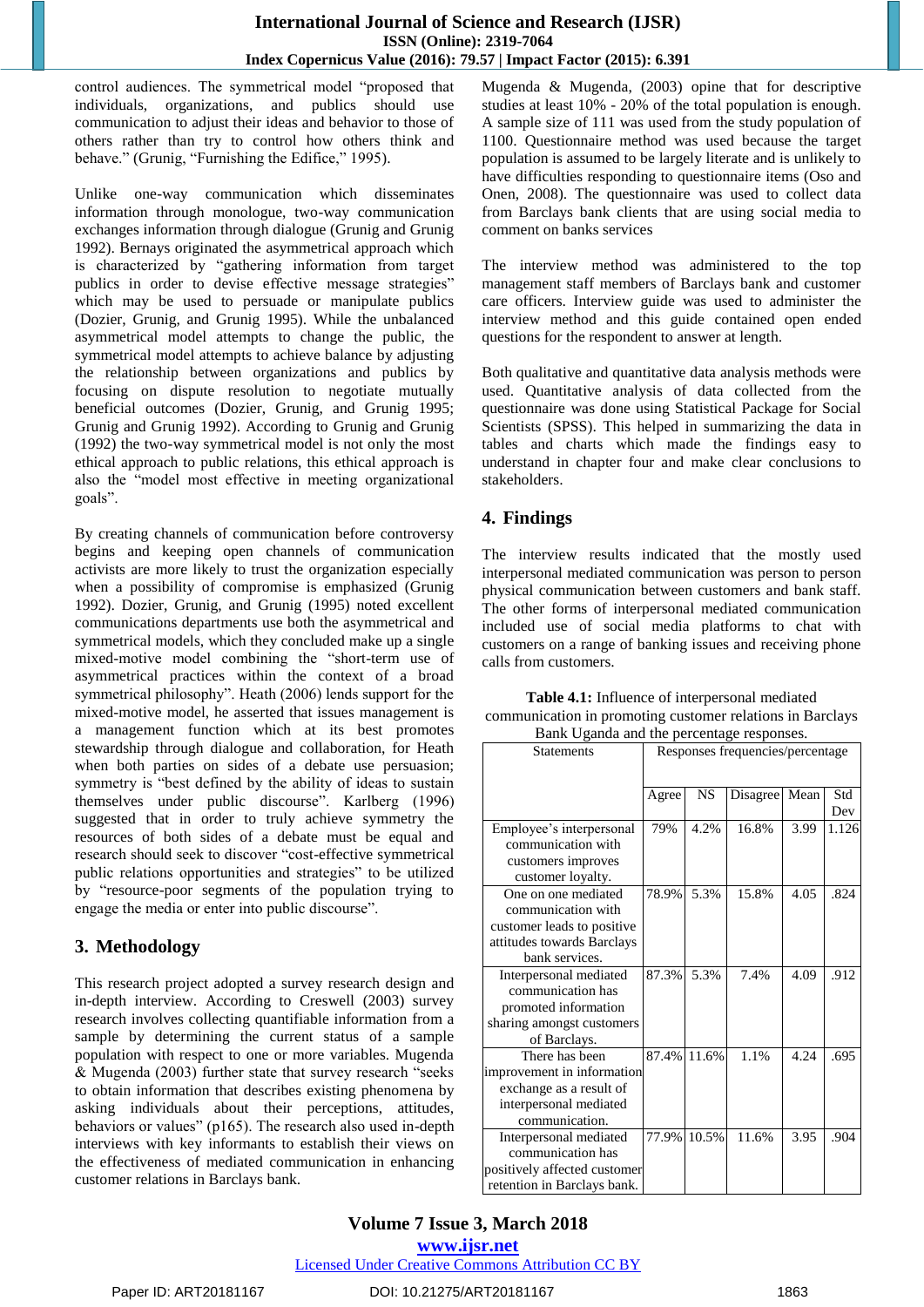control audiences. The symmetrical model "proposed that individuals, organizations, and publics should use communication to adjust their ideas and behavior to those of others rather than try to control how others think and behave." (Grunig, "Furnishing the Edifice," 1995).

Unlike one-way communication which disseminates information through monologue, two-way communication exchanges information through dialogue (Grunig and Grunig 1992). Bernays originated the asymmetrical approach which is characterized by "gathering information from target publics in order to devise effective message strategies" which may be used to persuade or manipulate publics (Dozier, Grunig, and Grunig 1995). While the unbalanced asymmetrical model attempts to change the public, the symmetrical model attempts to achieve balance by adjusting the relationship between organizations and publics by focusing on dispute resolution to negotiate mutually beneficial outcomes (Dozier, Grunig, and Grunig 1995; Grunig and Grunig 1992). According to Grunig and Grunig (1992) the two-way symmetrical model is not only the most ethical approach to public relations, this ethical approach is also the "model most effective in meeting organizational goals".

By creating channels of communication before controversy begins and keeping open channels of communication activists are more likely to trust the organization especially when a possibility of compromise is emphasized (Grunig 1992). Dozier, Grunig, and Grunig (1995) noted excellent communications departments use both the asymmetrical and symmetrical models, which they concluded make up a single mixed-motive model combining the "short-term use of asymmetrical practices within the context of a broad symmetrical philosophy". Heath (2006) lends support for the mixed-motive model, he asserted that issues management is a management function which at its best promotes stewardship through dialogue and collaboration, for Heath when both parties on sides of a debate use persuasion; symmetry is "best defined by the ability of ideas to sustain themselves under public discourse". Karlberg (1996) suggested that in order to truly achieve symmetry the resources of both sides of a debate must be equal and research should seek to discover "cost-effective symmetrical public relations opportunities and strategies" to be utilized by "resource-poor segments of the population trying to engage the media or enter into public discourse".

## 3. Methodology

This research project adopted a survey research design and in-depth interview. According to Creswell (2003) survey research involves collecting quantifiable information from a sample by determining the current status of a sample population with respect to one or more variables. Mugenda & Mugenda (2003) further state that survey research "seeks to obtain information that describes existing phenomena by asking individuals about their perceptions, attitudes, behaviors or values" (p165). The research also used in-depth interviews with key informants to establish their views on the effectiveness of mediated communication in enhancing customer relations in Barclays bank.

Mugenda & Mugenda, (2003) opine that for descriptive studies at least 10% - 20% of the total population is enough. A sample size of 111 was used from the study population of 1100. Questionnaire method was used because the target population is assumed to be largely literate and is unlikely to have difficulties responding to questionnaire items (Oso and Onen, 2008). The questionnaire was used to collect data from Barclays bank clients that are using social media to comment on banks services

The interview method was administered to the top management staff members of Barclays bank and customer care officers. Interview guide was used to administer the interview method and this guide contained open ended questions for the respondent to answer at length.

Both qualitative and quantitative data analysis methods were used. Quantitative analysis of data collected from the questionnaire was done using Statistical Package for Social Scientists (SPSS). This helped in summarizing the data in tables and charts which made the findings easy to understand in chapter four and make clear conclusions to stakeholders.

## 4. Findings

The interview results indicated that the mostly used interpersonal mediated communication was person to person physical communication between customers and bank staff. The other forms of interpersonal mediated communication included use of social media platforms to chat with customers on a range of banking issues and receiving phone calls from customers.

**Table 4.1:** Influence of interpersonal mediated communication in promoting customer relations in Barclays Bank Uganda and the percentage responses.

| Statements | Responses frequencies/percentage | | | | |
|---|---|---|---|---|---|
| | Agree | NS | Disagree | Mean | Std Dev |
| Employee's interpersonal communication with customers improves customer loyalty. | 79% | 4.2% | 16.8% | 3.99 | 1.126 |
| One on one mediated communication with customer leads to positive attitudes towards Barclays bank services. | 78.9% | 5.3% | 15.8% | 4.05 | .824 |
| Interpersonal mediated communication has promoted information sharing amongst customers of Barclays. | 87.3% | 5.3% | 7.4% | 4.09 | .912 |
| There has been improvement in information exchange as a result of interpersonal mediated communication. | 87.4% | 11.6% | 1.1% | 4.24 | .695 |
| Interpersonal mediated communication has positively affected customer retention in Barclays bank. | 77.9% | 10.5% | 11.6% | 3.95 | .904 |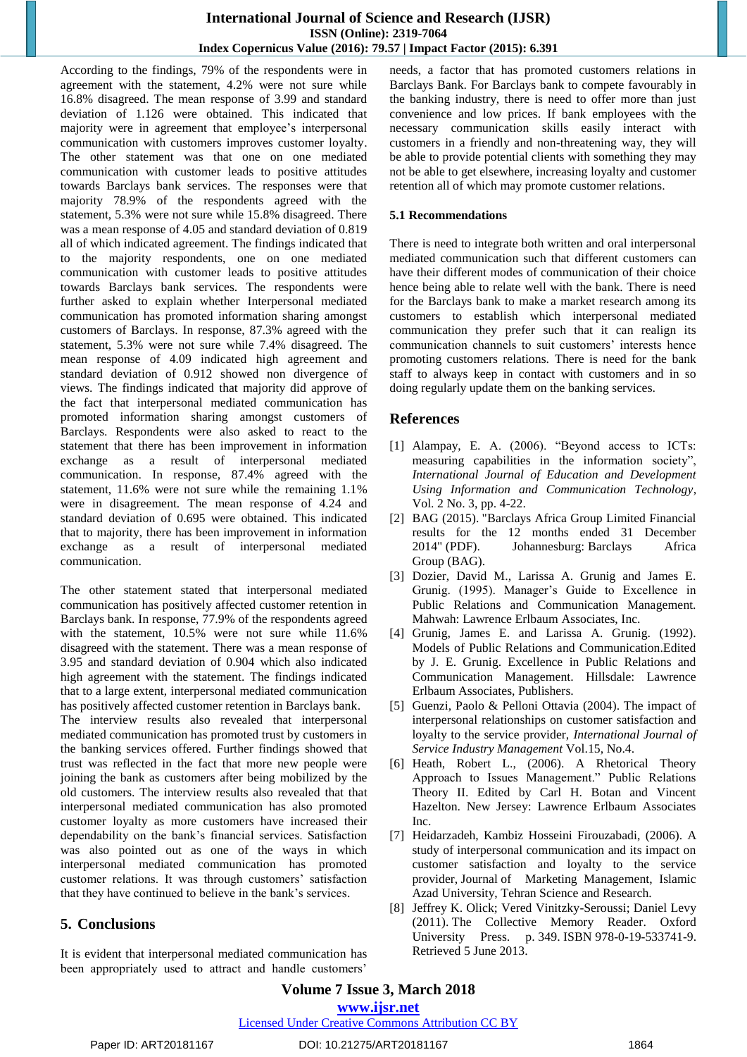According to the findings, 79% of the respondents were in agreement with the statement, 4.2% were not sure while 16.8% disagreed. The mean response of 3.99 and standard deviation of 1.126 were obtained. This indicated that majority were in agreement that employee's interpersonal communication with customers improves customer loyalty. The other statement was that one on one mediated communication with customer leads to positive attitudes towards Barclays bank services. The responses were that majority 78.9% of the respondents agreed with the statement, 5.3% were not sure while 15.8% disagreed. There was a mean response of 4.05 and standard deviation of 0.819 all of which indicated agreement. The findings indicated that to the majority respondents, one on one mediated communication with customer leads to positive attitudes towards Barclays bank services. The respondents were further asked to explain whether Interpersonal mediated communication has promoted information sharing amongst customers of Barclays. In response, 87.3% agreed with the statement, 5.3% were not sure while 7.4% disagreed. The mean response of 4.09 indicated high agreement and standard deviation of 0.912 showed non divergence of views. The findings indicated that majority did approve of the fact that interpersonal mediated communication has promoted information sharing amongst customers of Barclays. Respondents were also asked to react to the statement that there has been improvement in information exchange as a result of interpersonal mediated communication. In response, 87.4% agreed with the statement, 11.6% were not sure while the remaining 1.1% were in disagreement. The mean response of 4.24 and standard deviation of 0.695 were obtained. This indicated that to majority, there has been improvement in information exchange as a result of interpersonal mediated communication.

The other statement stated that interpersonal mediated communication has positively affected customer retention in Barclays bank. In response, 77.9% of the respondents agreed with the statement, 10.5% were not sure while 11.6% disagreed with the statement. There was a mean response of 3.95 and standard deviation of 0.904 which also indicated high agreement with the statement. The findings indicated that to a large extent, interpersonal mediated communication has positively affected customer retention in Barclays bank. The interview results also revealed that interpersonal mediated communication has promoted trust by customers in the banking services offered. Further findings showed that trust was reflected in the fact that more new people were joining the bank as customers after being mobilized by the old customers. The interview results also revealed that interpersonal mediated communication has also promoted customer loyalty as more customers have increased their dependability on the bank's financial services. Satisfaction was also pointed out as one of the ways in which interpersonal mediated communication has promoted customer relations. It was through customers' satisfaction that they have continued to believe in the bank's services.

## 5. Conclusions

It is evident that interpersonal mediated communication has been appropriately used to attract and handle customers' needs, a factor that has promoted customers relations in Barclays Bank. For Barclays bank to compete favourably in the banking industry, there is need to offer more than just convenience and low prices. If bank employees with the necessary communication skills easily interact with customers in a friendly and non-threatening way, they will be able to provide potential clients with something they may not be able to get elsewhere, increasing loyalty and customer retention all of which may promote customer relations.

### 5.1 Recommendations

There is need to integrate both written and oral interpersonal mediated communication such that different customers can have their different modes of communication of their choice hence being able to relate well with the bank. There is need for the Barclays bank to make a market research among its customers to establish which interpersonal mediated communication they prefer such that it can realign its communication channels to suit customers' interests hence promoting customers relations. There is need for the bank staff to always keep in contact with customers and in so doing regularly update them on the banking services.

## References

[1] Alampay, E. A. (2006). "Beyond access to ICTs: measuring capabilities in the information society", *International Journal of Education and Development Using Information and Communication Technology*, Vol. 2 No. 3, pp. 4-22.

[2] BAG (2015). "Barclays Africa Group Limited Financial results for the 12 months ended 31 December 2014" (PDF). Johannesburg: Barclays Africa Group (BAG).

[3] Dozier, David M., Larissa A. Grunig and James E. Grunig. (1995). Manager's Guide to Excellence in Public Relations and Communication Management. Mahwah: Lawrence Erlbaum Associates, Inc.

[4] Grunig, James E. and Larissa A. Grunig. (1992). Models of Public Relations and Communication.Edited by J. E. Grunig. Excellence in Public Relations and Communication Management. Hillsdale: Lawrence Erlbaum Associates, Publishers.

[5] Guenzi, Paolo & Pelloni Ottavia (2004). The impact of interpersonal relationships on customer satisfaction and loyalty to the service provider, *International Journal of Service Industry Management* Vol.15, No.4.

[6] Heath, Robert L., (2006). A Rhetorical Theory Approach to Issues Management." Public Relations Theory II. Edited by Carl H. Botan and Vincent Hazelton. New Jersey: Lawrence Erlbaum Associates Inc.

[7] Heidarzadeh, Kambiz Hosseini Firouzabadi, (2006). A study of interpersonal communication and its impact on customer satisfaction and loyalty to the service provider, Journal of Marketing Management, Islamic Azad University, Tehran Science and Research.

[8] Jeffrey K. Olick; Vered Vinitzky-Seroussi; Daniel Levy (2011). The Collective Memory Reader. Oxford University Press. p. 349. ISBN 978-0-19-533741-9. Retrieved 5 June 2013.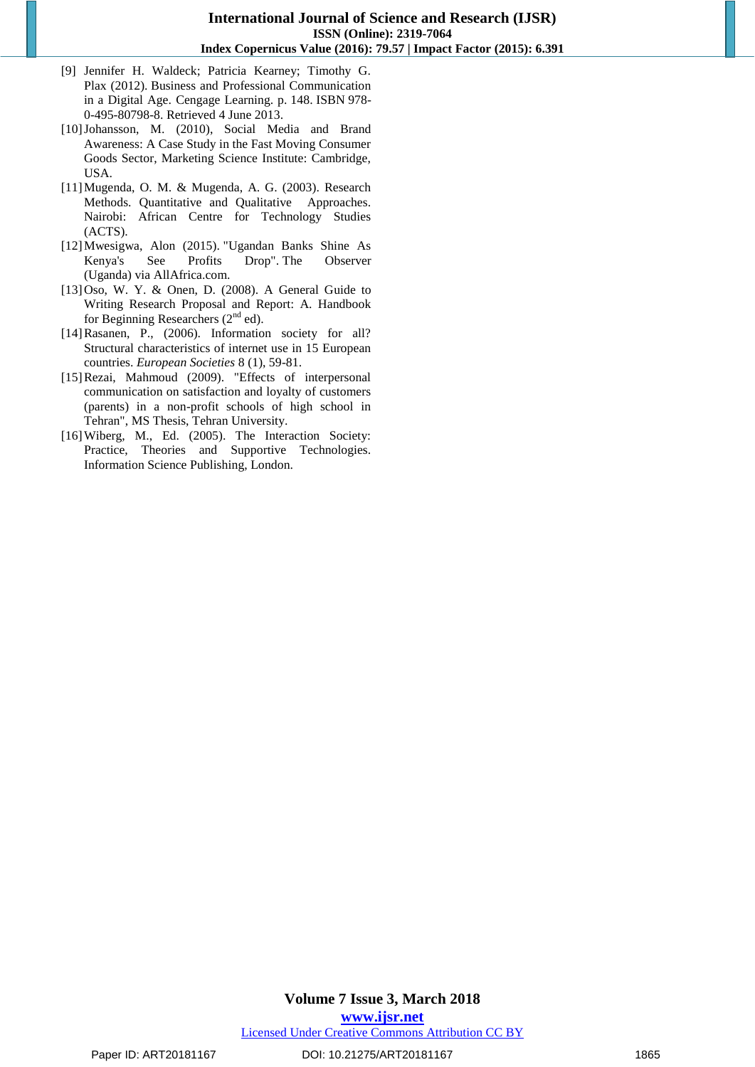[9] Jennifer H. Waldeck; Patricia Kearney; Timothy G. Plax (2012). Business and Professional Communication in a Digital Age. Cengage Learning. p. 148. ISBN 978-0-495-80798-8. Retrieved 4 June 2013.

[10] Johansson, M. (2010), Social Media and Brand Awareness: A Case Study in the Fast Moving Consumer Goods Sector, Marketing Science Institute: Cambridge, USA.

[11] Mugenda, O. M. & Mugenda, A. G. (2003). Research Methods. Quantitative and Qualitative Approaches. Nairobi: African Centre for Technology Studies (ACTS).

[12] Mwesigwa, Alon (2015). "Ugandan Banks Shine As Kenya's See Profits Drop". The Observer (Uganda) via AllAfrica.com.

[13] Oso, W. Y. & Onen, D. (2008). A General Guide to Writing Research Proposal and Report: A. Handbook for Beginning Researchers (2nd ed).

[14] Rasanen, P., (2006). Information society for all? Structural characteristics of internet use in 15 European countries. *European Societies* 8 (1), 59-81.

[15] Rezai, Mahmoud (2009). "Effects of interpersonal communication on satisfaction and loyalty of customers (parents) in a non-profit schools of high school in Tehran", MS Thesis, Tehran University.

[16] Wiberg, M., Ed. (2005). The Interaction Society: Practice, Theories and Supportive Technologies. Information Science Publishing, London.